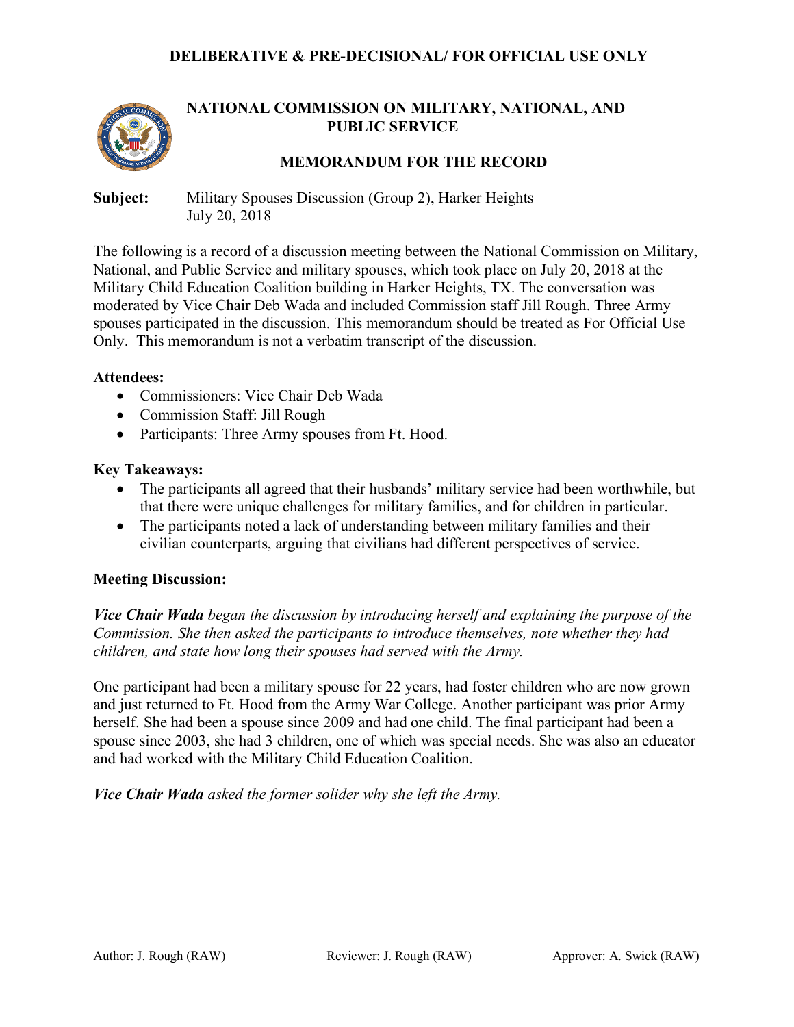**DELIBERATIVE & PRE-DECISIONAL/ FOR OFFICIAL USE ONLY**

# NATIONAL COMMISSION ON MILITARY, NATIONAL, AND PUBLIC SERVICE

## MEMORANDUM FOR THE RECORD

**Subject:** Military Spouses Discussion (Group 2), Harker Heights
July 20, 2018

The following is a record of a discussion meeting between the National Commission on Military, National, and Public Service and military spouses, which took place on July 20, 2018 at the Military Child Education Coalition building in Harker Heights, TX. The conversation was moderated by Vice Chair Deb Wada and included Commission staff Jill Rough. Three Army spouses participated in the discussion. This memorandum should be treated as For Official Use Only. This memorandum is not a verbatim transcript of the discussion.

**Attendees:**

- Commissioners: Vice Chair Deb Wada
- Commission Staff: Jill Rough
- Participants: Three Army spouses from Ft. Hood.

**Key Takeaways:**

- The participants all agreed that their husbands' military service had been worthwhile, but that there were unique challenges for military families, and for children in particular.
- The participants noted a lack of understanding between military families and their civilian counterparts, arguing that civilians had different perspectives of service.

**Meeting Discussion:**

***Vice Chair Wada*** *began the discussion by introducing herself and explaining the purpose of the Commission. She then asked the participants to introduce themselves, note whether they had children, and state how long their spouses had served with the Army.*

One participant had been a military spouse for 22 years, had foster children who are now grown and just returned to Ft. Hood from the Army War College. Another participant was prior Army herself. She had been a spouse since 2009 and had one child. The final participant had been a spouse since 2003, she had 3 children, one of which was special needs. She was also an educator and had worked with the Military Child Education Coalition.

***Vice Chair Wada*** *asked the former solider why she left the Army.*

Author: J. Rough (RAW) Reviewer: J. Rough (RAW) Approver: A. Swick (RAW)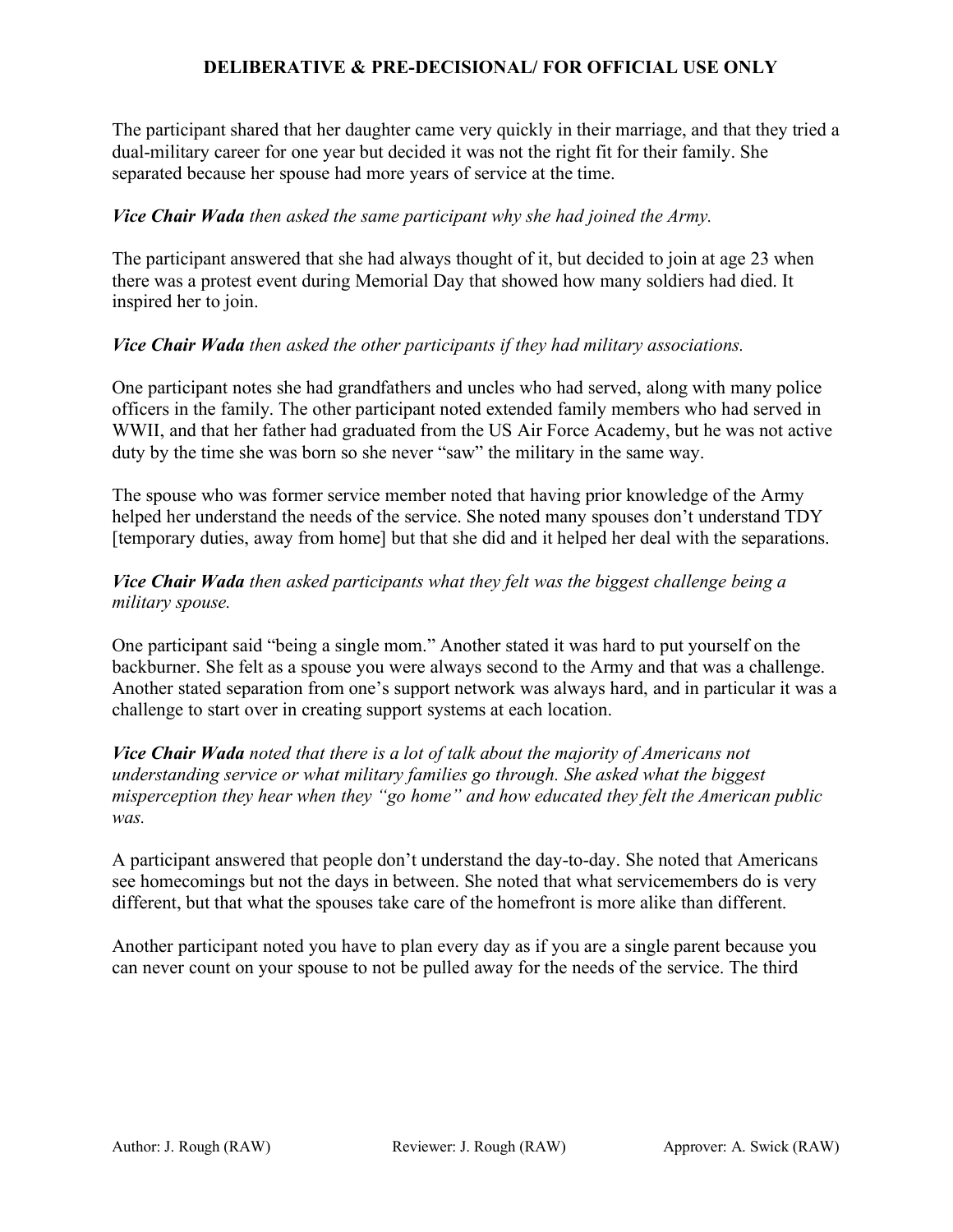The participant shared that her daughter came very quickly in their marriage, and that they tried a dual-military career for one year but decided it was not the right fit for their family. She separated because her spouse had more years of service at the time.

***Vice Chair Wada** then asked the same participant why she had joined the Army.*

The participant answered that she had always thought of it, but decided to join at age 23 when there was a protest event during Memorial Day that showed how many soldiers had died. It inspired her to join.

***Vice Chair Wada** then asked the other participants if they had military associations.*

One participant notes she had grandfathers and uncles who had served, along with many police officers in the family. The other participant noted extended family members who had served in WWII, and that her father had graduated from the US Air Force Academy, but he was not active duty by the time she was born so she never "saw" the military in the same way.

The spouse who was former service member noted that having prior knowledge of the Army helped her understand the needs of the service. She noted many spouses don't understand TDY [temporary duties, away from home] but that she did and it helped her deal with the separations.

***Vice Chair Wada** then asked participants what they felt was the biggest challenge being a military spouse.*

One participant said "being a single mom." Another stated it was hard to put yourself on the backburner. She felt as a spouse you were always second to the Army and that was a challenge. Another stated separation from one's support network was always hard, and in particular it was a challenge to start over in creating support systems at each location.

***Vice Chair Wada** noted that there is a lot of talk about the majority of Americans not understanding service or what military families go through. She asked what the biggest misperception they hear when they "go home" and how educated they felt the American public was.*

A participant answered that people don't understand the day-to-day. She noted that Americans see homecomings but not the days in between. She noted that what servicemembers do is very different, but that what the spouses take care of the homefront is more alike than different.

Another participant noted you have to plan every day as if you are a single parent because you can never count on your spouse to not be pulled away for the needs of the service. The third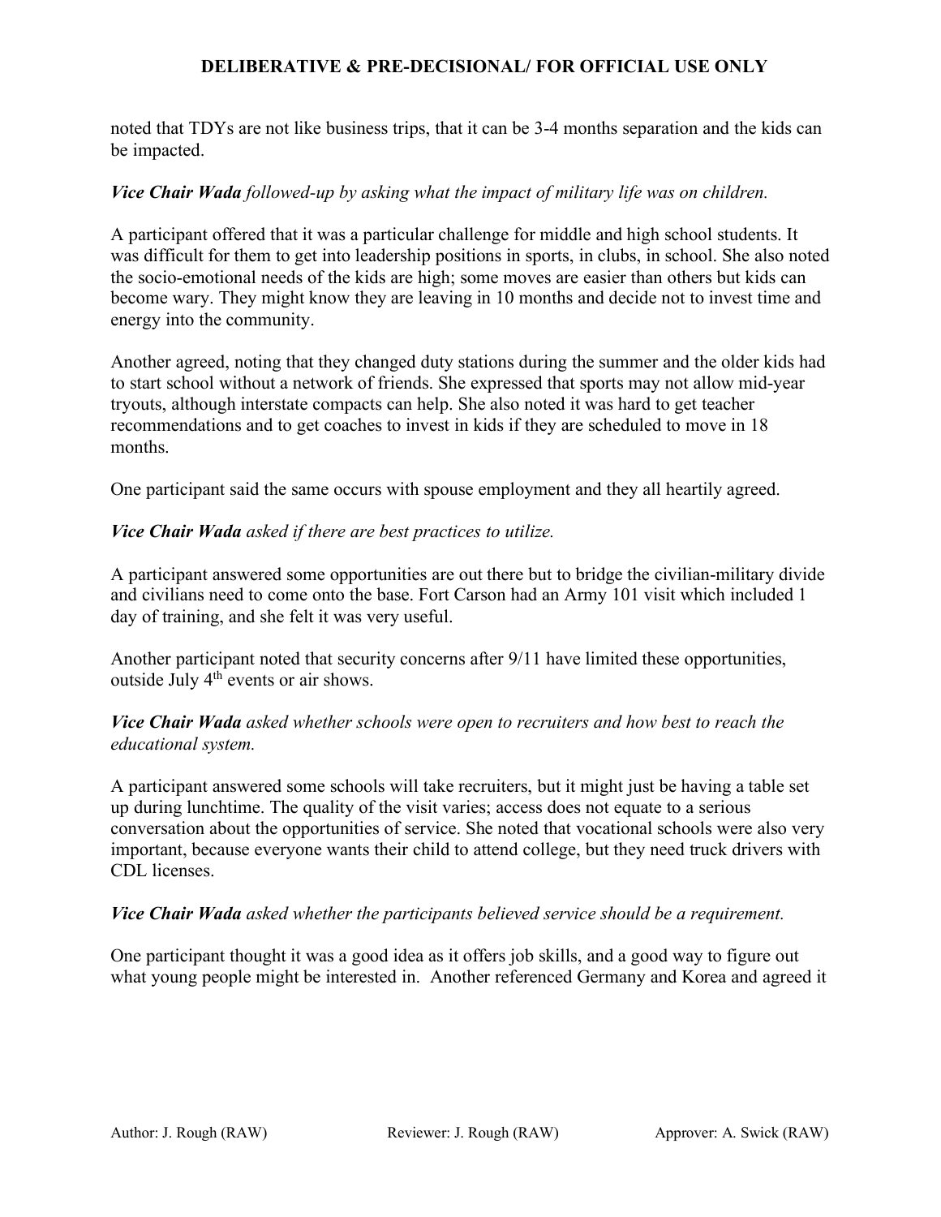noted that TDYs are not like business trips, that it can be 3-4 months separation and the kids can be impacted.

***Vice Chair Wada** followed-up by asking what the impact of military life was on children.*

A participant offered that it was a particular challenge for middle and high school students. It was difficult for them to get into leadership positions in sports, in clubs, in school. She also noted the socio-emotional needs of the kids are high; some moves are easier than others but kids can become wary. They might know they are leaving in 10 months and decide not to invest time and energy into the community.

Another agreed, noting that they changed duty stations during the summer and the older kids had to start school without a network of friends. She expressed that sports may not allow mid-year tryouts, although interstate compacts can help. She also noted it was hard to get teacher recommendations and to get coaches to invest in kids if they are scheduled to move in 18 months.

One participant said the same occurs with spouse employment and they all heartily agreed.

***Vice Chair Wada** asked if there are best practices to utilize.*

A participant answered some opportunities are out there but to bridge the civilian-military divide and civilians need to come onto the base. Fort Carson had an Army 101 visit which included 1 day of training, and she felt it was very useful.

Another participant noted that security concerns after 9/11 have limited these opportunities, outside July 4th events or air shows.

***Vice Chair Wada** asked whether schools were open to recruiters and how best to reach the educational system.*

A participant answered some schools will take recruiters, but it might just be having a table set up during lunchtime. The quality of the visit varies; access does not equate to a serious conversation about the opportunities of service. She noted that vocational schools were also very important, because everyone wants their child to attend college, but they need truck drivers with CDL licenses.

***Vice Chair Wada** asked whether the participants believed service should be a requirement.*

One participant thought it was a good idea as it offers job skills, and a good way to figure out what young people might be interested in. Another referenced Germany and Korea and agreed it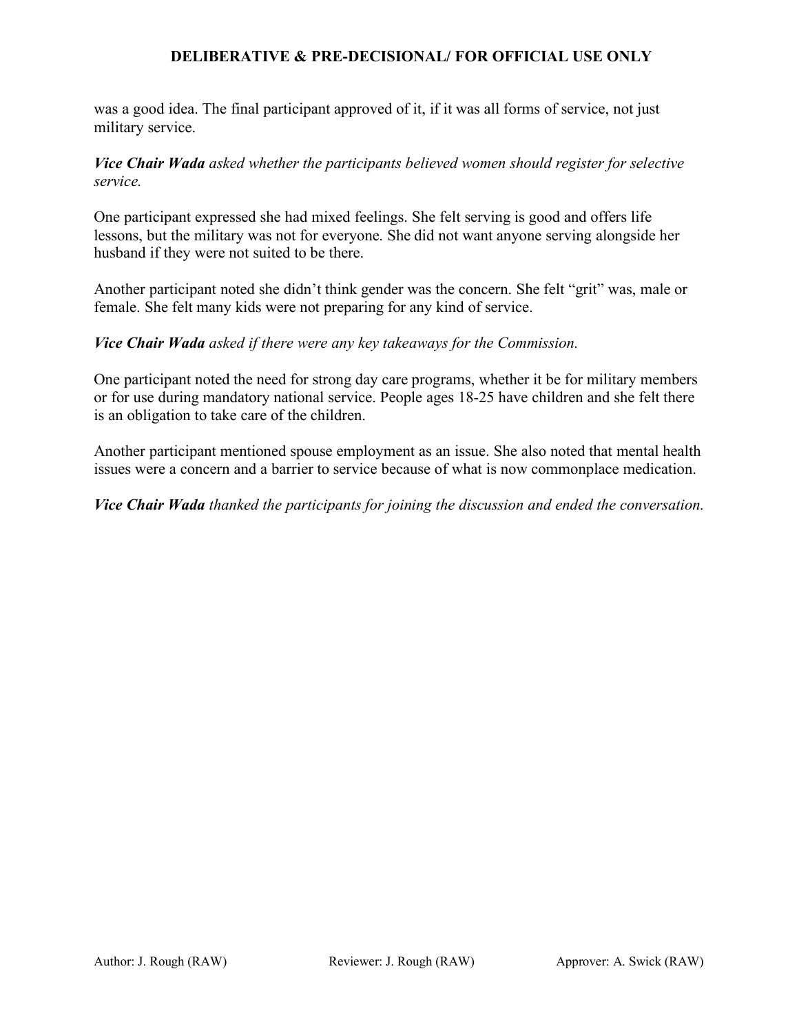was a good idea. The final participant approved of it, if it was all forms of service, not just military service.

***Vice Chair Wada*** *asked whether the participants believed women should register for selective service.*

One participant expressed she had mixed feelings. She felt serving is good and offers life lessons, but the military was not for everyone. She did not want anyone serving alongside her husband if they were not suited to be there.

Another participant noted she didn't think gender was the concern. She felt "grit" was, male or female. She felt many kids were not preparing for any kind of service.

***Vice Chair Wada*** *asked if there were any key takeaways for the Commission.*

One participant noted the need for strong day care programs, whether it be for military members or for use during mandatory national service. People ages 18-25 have children and she felt there is an obligation to take care of the children.

Another participant mentioned spouse employment as an issue. She also noted that mental health issues were a concern and a barrier to service because of what is now commonplace medication.

***Vice Chair Wada*** *thanked the participants for joining the discussion and ended the conversation.*